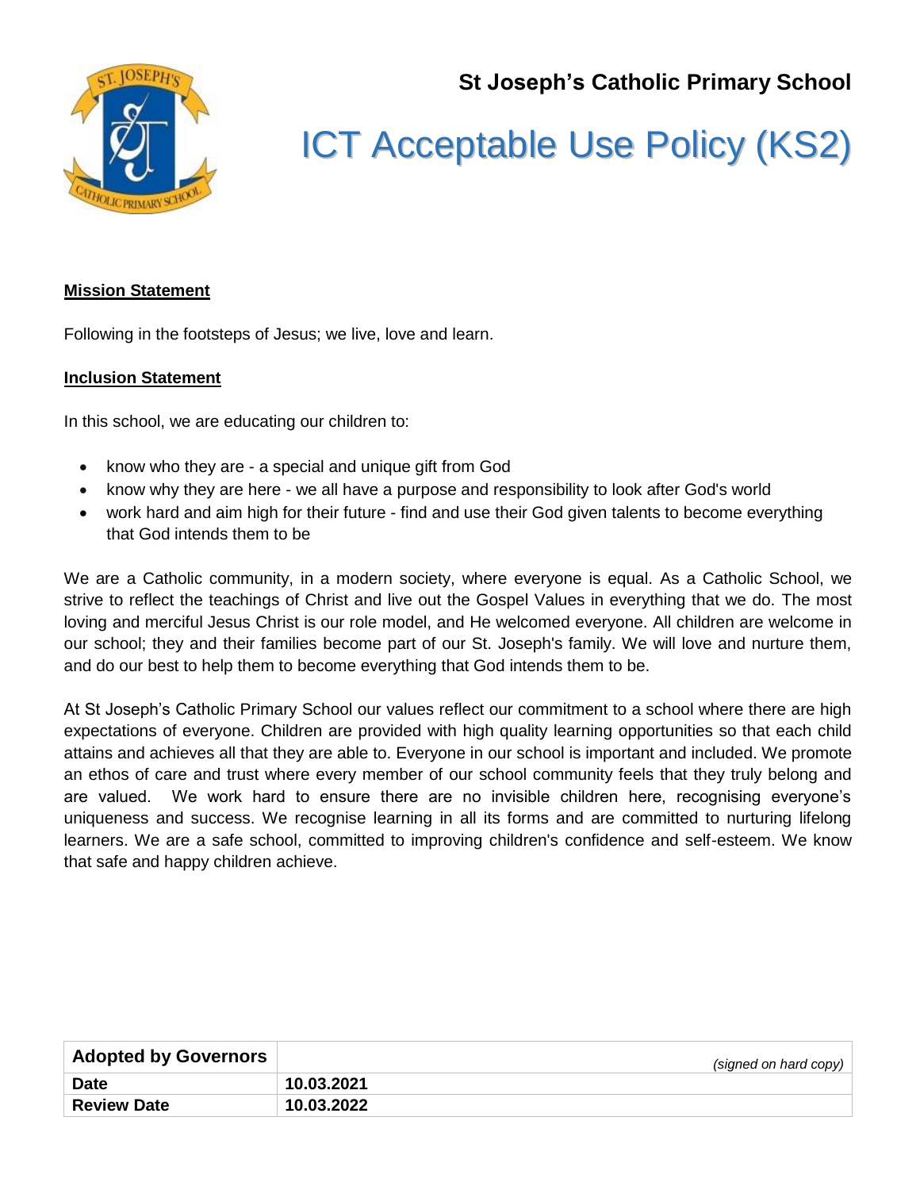**St Joseph's Catholic Primary School**

# ICT Acceptable Use Policy (KS2)

**Mission Statement**

Following in the footsteps of Jesus; we live, love and learn.

**Inclusion Statement**

In this school, we are educating our children to:

- know who they are - a special and unique gift from God
- know why they are here - we all have a purpose and responsibility to look after God's world
- work hard and aim high for their future - find and use their God given talents to become everything that God intends them to be

We are a Catholic community, in a modern society, where everyone is equal. As a Catholic School, we strive to reflect the teachings of Christ and live out the Gospel Values in everything that we do. The most loving and merciful Jesus Christ is our role model, and He welcomed everyone. All children are welcome in our school; they and their families become part of our St. Joseph's family. We will love and nurture them, and do our best to help them to become everything that God intends them to be.

At St Joseph's Catholic Primary School our values reflect our commitment to a school where there are high expectations of everyone. Children are provided with high quality learning opportunities so that each child attains and achieves all that they are able to. Everyone in our school is important and included. We promote an ethos of care and trust where every member of our school community feels that they truly belong and are valued. We work hard to ensure there are no invisible children here, recognising everyone's uniqueness and success. We recognise learning in all its forms and are committed to nurturing lifelong learners. We are a safe school, committed to improving children's confidence and self-esteem. We know that safe and happy children achieve.

| **Adopted by Governors** | *(signed on hard copy)* |
|---|---|
| **Date** | **10.03.2021** |
| **Review Date** | **10.03.2022** |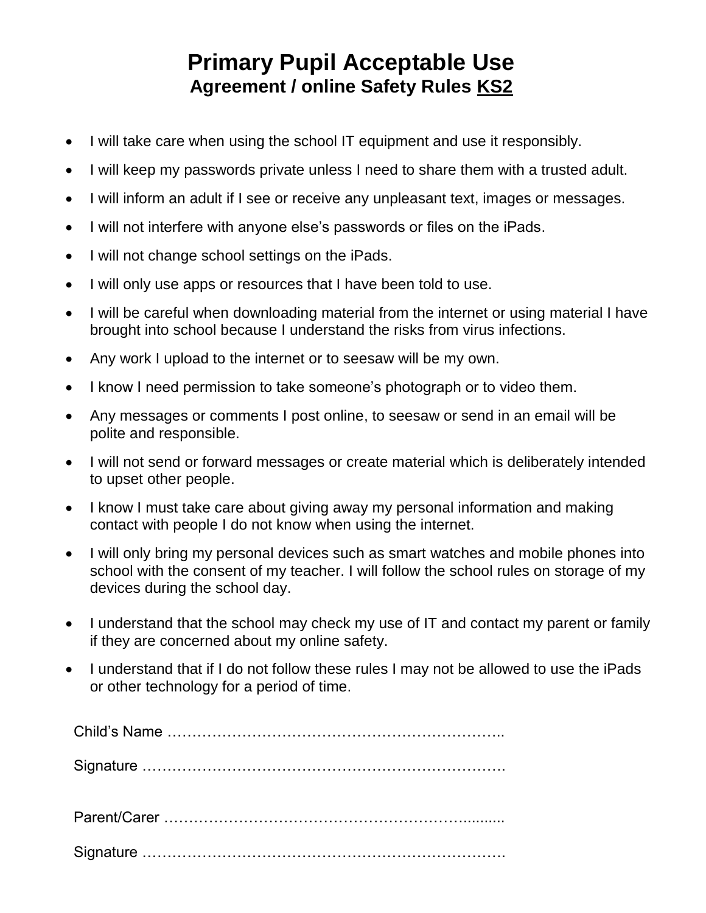# Primary Pupil Acceptable Use

## Agreement / online Safety Rules KS2

- I will take care when using the school IT equipment and use it responsibly.
- I will keep my passwords private unless I need to share them with a trusted adult.
- I will inform an adult if I see or receive any unpleasant text, images or messages.
- I will not interfere with anyone else's passwords or files on the iPads.
- I will not change school settings on the iPads.
- I will only use apps or resources that I have been told to use.
- I will be careful when downloading material from the internet or using material I have brought into school because I understand the risks from virus infections.
- Any work I upload to the internet or to seesaw will be my own.
- I know I need permission to take someone's photograph or to video them.
- Any messages or comments I post online, to seesaw or send in an email will be polite and responsible.
- I will not send or forward messages or create material which is deliberately intended to upset other people.
- I know I must take care about giving away my personal information and making contact with people I do not know when using the internet.
- I will only bring my personal devices such as smart watches and mobile phones into school with the consent of my teacher. I will follow the school rules on storage of my devices during the school day.
- I understand that the school may check my use of IT and contact my parent or family if they are concerned about my online safety.
- I understand that if I do not follow these rules I may not be allowed to use the iPads or other technology for a period of time.

Child's Name ………………………………………………………..

Signature ……………………………………………………………

Parent/Carer ……………………………………………………..........

Signature ……………………………………………………………